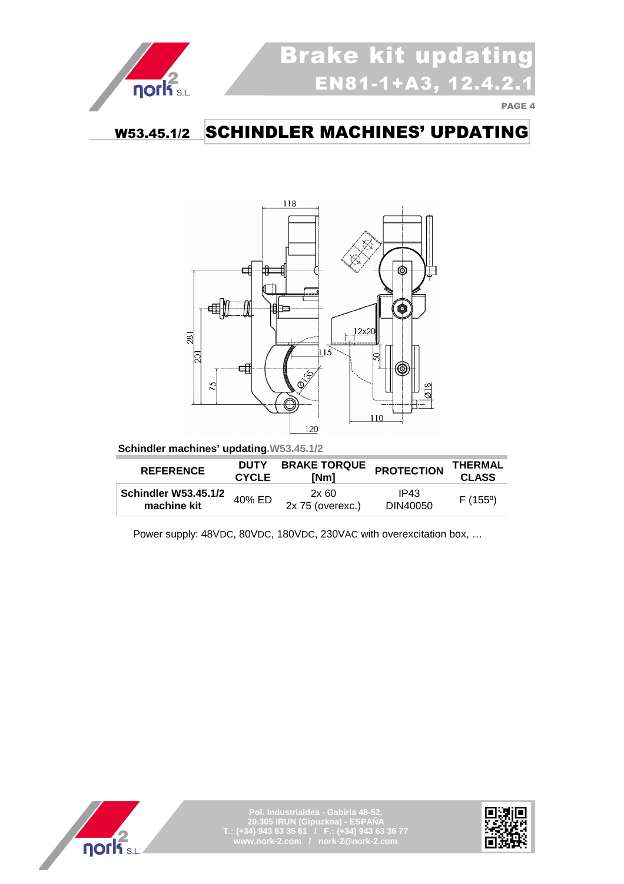# W53.45.1/2 SCHINDLER MACHINES' UPDATING

**Schindler machines' updating**.W53.45.1/2

| REFERENCE | DUTY CYCLE | BRAKE TORQUE [Nm] | PROTECTION | THERMAL CLASS |
|---|---|---|---|---|
| **Schindler W53.45.1/2 machine kit** | 40% ED | 2x 60<br>2x 75 (overexc.) | IP43<br>DIN40050 | F (155º) |

Power supply: 48VDC, 80VDC, 180VDC, 230VAC with overexcitation box, …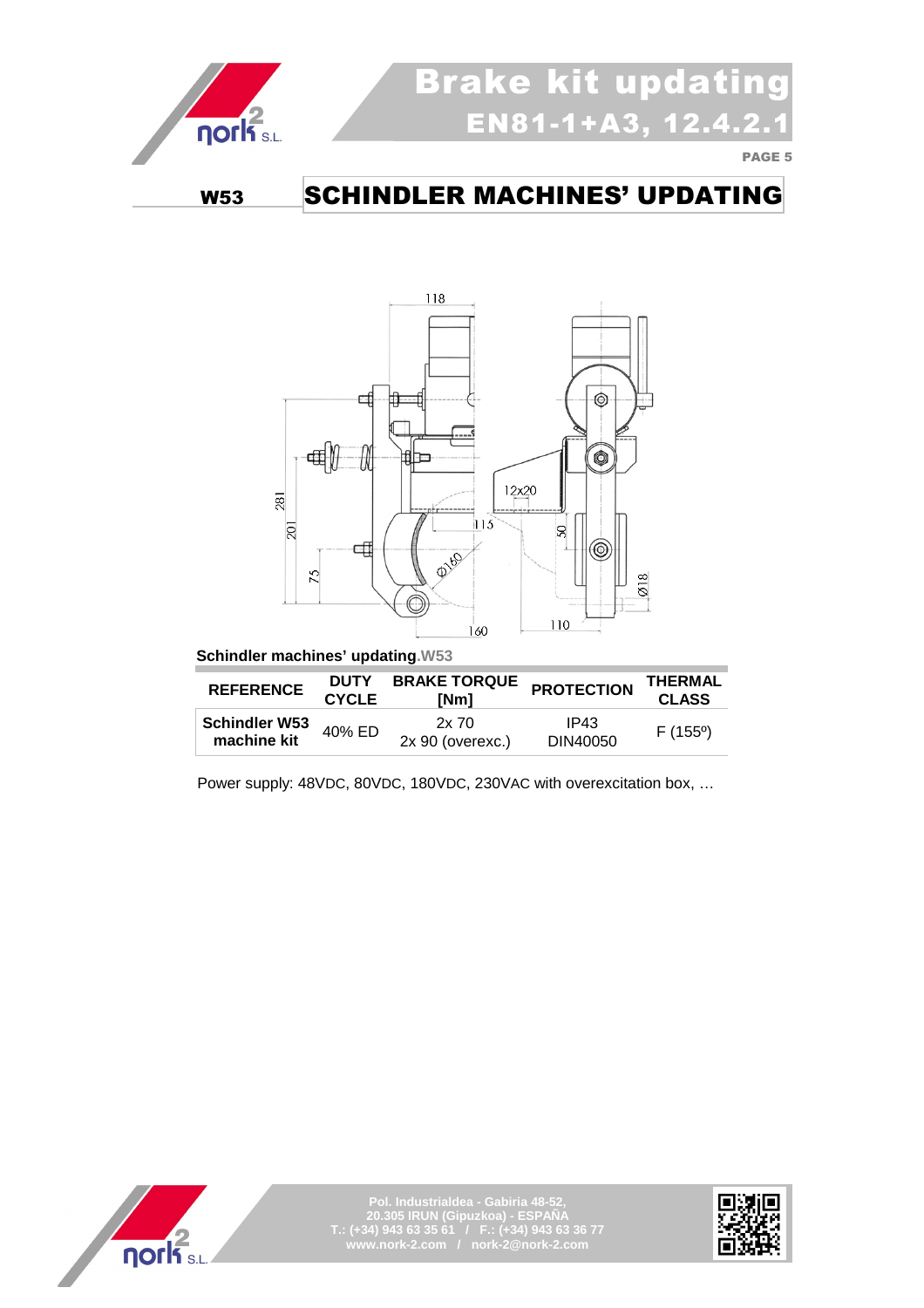## W53 SCHINDLER MACHINES' UPDATING

**Schindler machines' updating**.W53

| REFERENCE | DUTY CYCLE | BRAKE TORQUE [Nm] | PROTECTION | THERMAL CLASS |
|---|---|---|---|---|
| **Schindler W53 machine kit** | 40% ED | 2x 70<br>2x 90 (overexc.) | IP43<br>DIN40050 | F (155º) |

Power supply: 48VDC, 80VDC, 180VDC, 230VAC with overexcitation box, …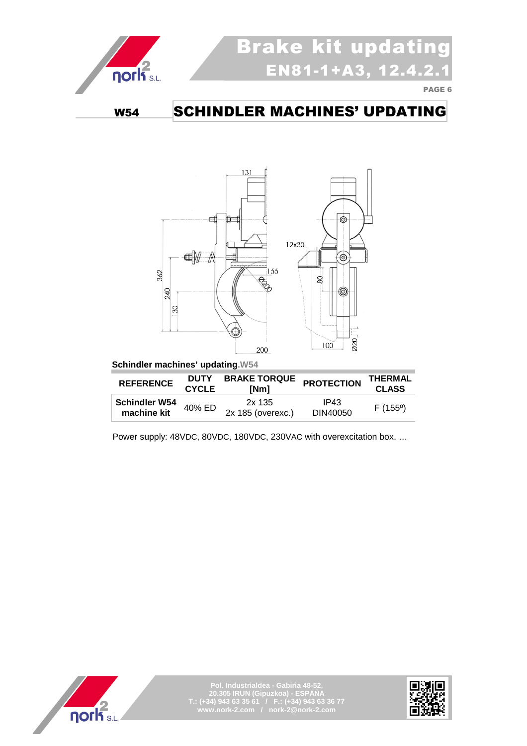## W54 SCHINDLER MACHINES' UPDATING

**Schindler machines' updating**.W54

| REFERENCE | DUTY CYCLE | BRAKE TORQUE [Nm] | PROTECTION | THERMAL CLASS |
|---|---|---|---|---|
| **Schindler W54 machine kit** | 40% ED | 2x 135<br>2x 185 (overexc.) | IP43<br>DIN40050 | F (155º) |

Power supply: 48VDC, 80VDC, 180VDC, 230VAC with overexcitation box, …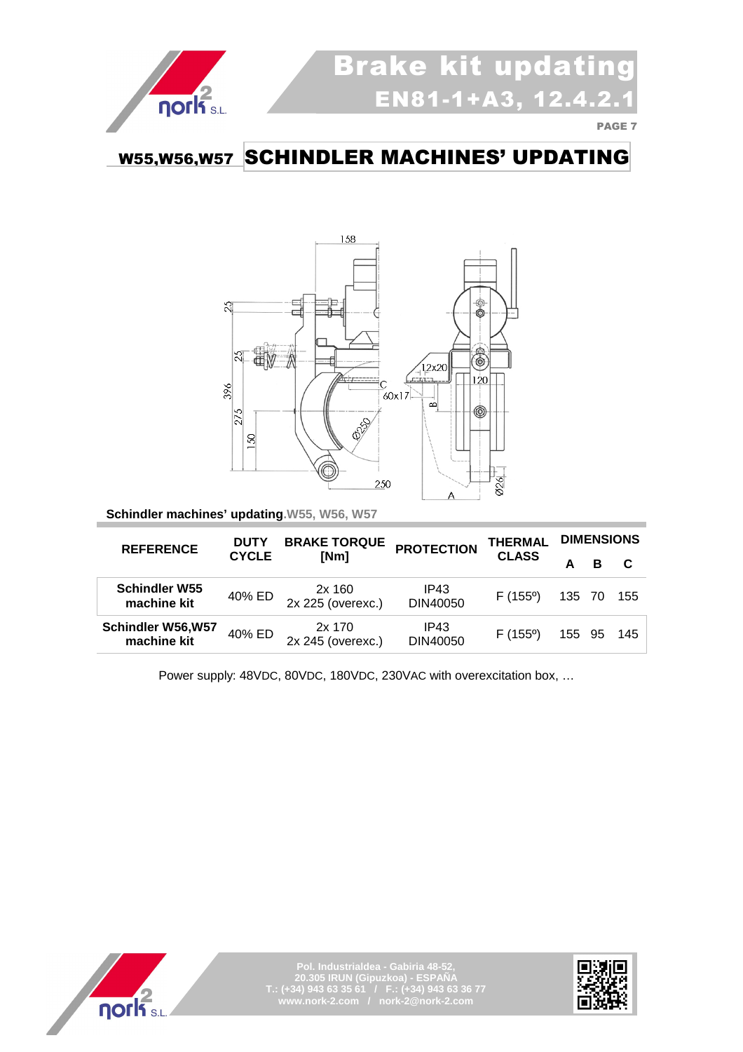## W55,W56,W57 SCHINDLER MACHINES' UPDATING

**Schindler machines' updating**.W55, W56, W57

| REFERENCE | DUTY CYCLE | BRAKE TORQUE [Nm] | PROTECTION | THERMAL CLASS | DIMENSIONS | | |
|---|---|---|---|---|---|---|---|
| | | | | | A | B | C |
| **Schindler W55 machine kit** | 40% ED | 2x 160<br>2x 225 (overexc.) | IP43<br>DIN40050 | F (155º) | 135 | 70 | 155 |
| **Schindler W56,W57 machine kit** | 40% ED | 2x 170<br>2x 245 (overexc.) | IP43<br>DIN40050 | F (155º) | 155 | 95 | 145 |

Power supply: 48VDC, 80VDC, 180VDC, 230VAC with overexcitation box, …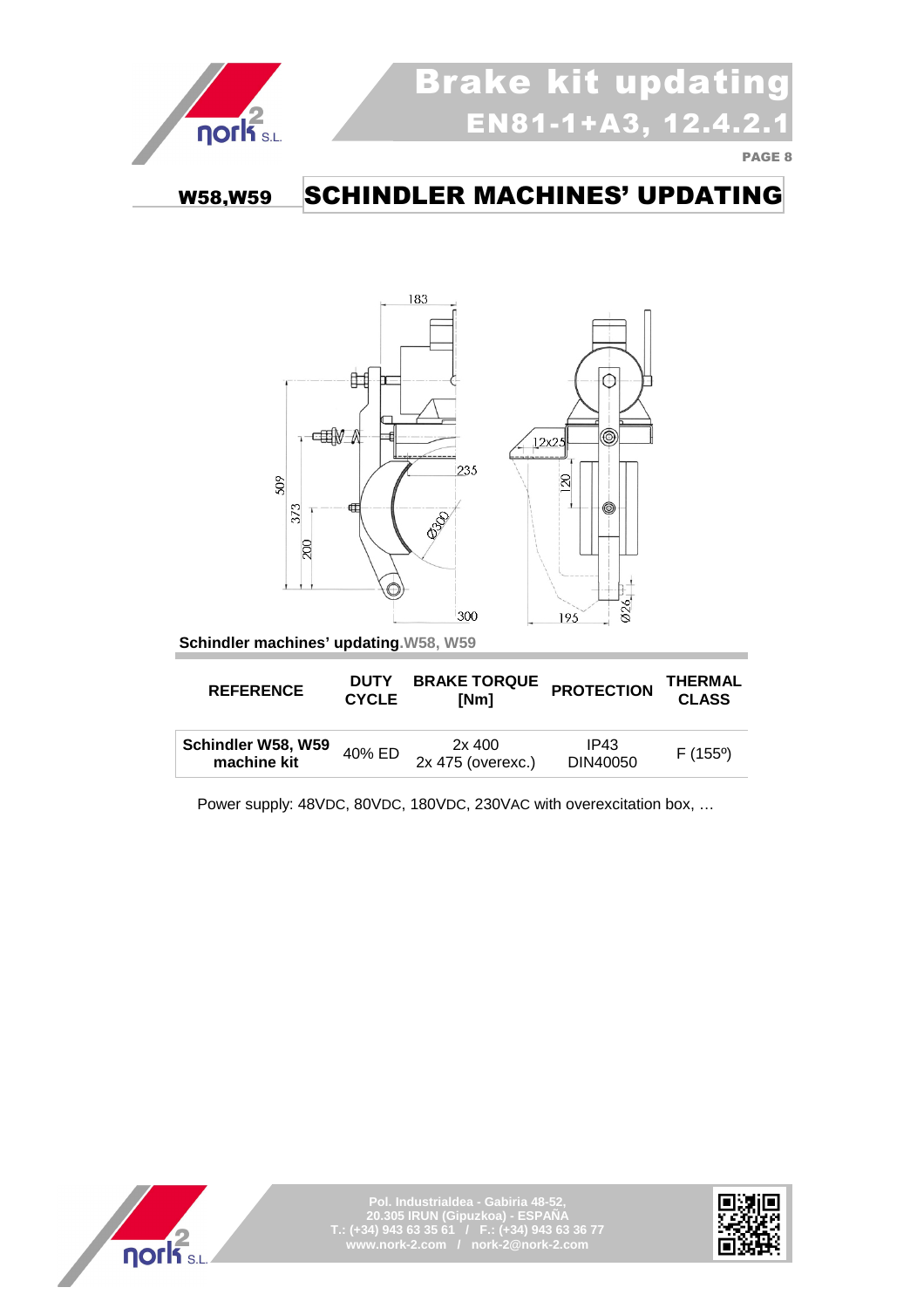## W58,W59 SCHINDLER MACHINES' UPDATING

183

509

373

200

235

Ø300

300

12x25

120

195

Ø26

**Schindler machines' updating**.W58, W59

| REFERENCE | DUTY CYCLE | BRAKE TORQUE [Nm] | PROTECTION | THERMAL CLASS |
|---|---|---|---|---|
| **Schindler W58, W59 machine kit** | 40% ED | 2x 400<br>2x 475 (overexc.) | IP43<br>DIN40050 | F (155º) |

Power supply: 48VDC, 80VDC, 180VDC, 230VAC with overexcitation box, …

Pol. Industrialdea - Gabiria 48-52,
20.305 IRUN (Gipuzkoa) - ESPAÑA
T.: (+34) 943 63 35 61 / F.: (+34) 943 63 36 77
www.nork-2.com / nork-2@nork-2.com